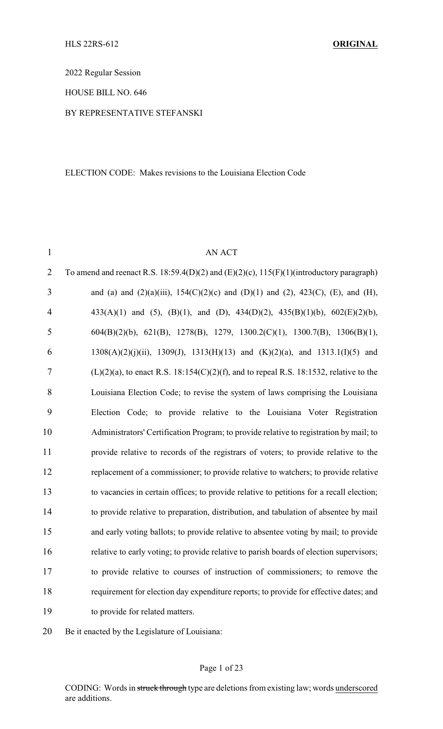HLS 22RS-612 **ORIGINAL**

2022 Regular Session

HOUSE BILL NO. 646

BY REPRESENTATIVE STEFANSKI

ELECTION CODE: Makes revisions to the Louisiana Election Code

AN ACT

To amend and reenact R.S. 18:59.4(D)(2) and (E)(2)(c), 115(F)(1)(introductory paragraph) and (a) and (2)(a)(iii), 154(C)(2)(c) and (D)(1) and (2), 423(C), (E), and (H), 433(A)(1) and (5), (B)(1), and (D), 434(D)(2), 435(B)(1)(b), 602(E)(2)(b), 604(B)(2)(b), 621(B), 1278(B), 1279, 1300.2(C)(1), 1300.7(B), 1306(B)(1), 1308(A)(2)(j)(ii), 1309(J), 1313(H)(13) and (K)(2)(a), and 1313.1(I)(5) and (L)(2)(a), to enact R.S. 18:154(C)(2)(f), and to repeal R.S. 18:1532, relative to the Louisiana Election Code; to revise the system of laws comprising the Louisiana Election Code; to provide relative to the Louisiana Voter Registration Administrators' Certification Program; to provide relative to registration by mail; to provide relative to records of the registrars of voters; to provide relative to the replacement of a commissioner; to provide relative to watchers; to provide relative to vacancies in certain offices; to provide relative to petitions for a recall election; to provide relative to preparation, distribution, and tabulation of absentee by mail and early voting ballots; to provide relative to absentee voting by mail; to provide relative to early voting; to provide relative to parish boards of election supervisors; to provide relative to courses of instruction of commissioners; to remove the requirement for election day expenditure reports; to provide for effective dates; and to provide for related matters.

Be it enacted by the Legislature of Louisiana:

CODING: Words in ~~struck through~~ type are deletions from existing law; words underscored are additions.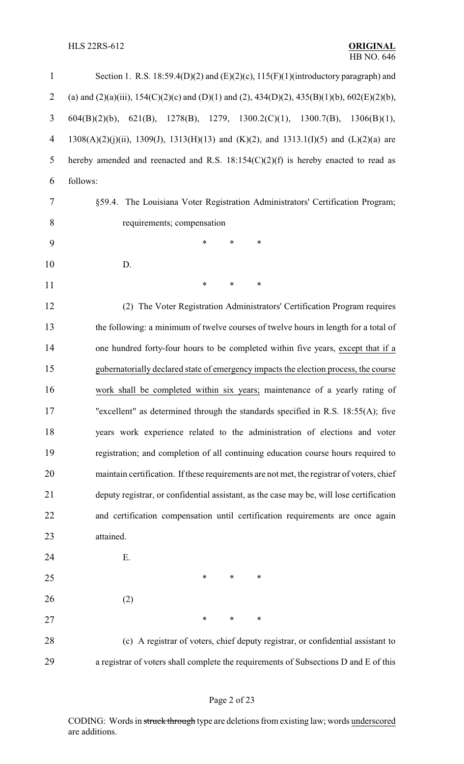Section 1. R.S. 18:59.4(D)(2) and (E)(2)(c), 115(F)(1)(introductory paragraph) and (a) and (2)(a)(iii), 154(C)(2)(c) and (D)(1) and (2), 434(D)(2), 435(B)(1)(b), 602(E)(2)(b), 604(B)(2)(b), 621(B), 1278(B), 1279, 1300.2(C)(1), 1300.7(B), 1306(B)(1), 1308(A)(2)(j)(ii), 1309(J), 1313(H)(13) and (K)(2), and 1313.1(I)(5) and (L)(2)(a) are hereby amended and reenacted and R.S. 18:154(C)(2)(f) is hereby enacted to read as follows:

§59.4. The Louisiana Voter Registration Administrators' Certification Program; requirements; compensation

\* \* \*

D.

\* \* \*

(2) The Voter Registration Administrators' Certification Program requires the following: a minimum of twelve courses of twelve hours in length for a total of one hundred forty-four hours to be completed within five years, <u>except that if a gubernatorially declared state of emergency impacts the election process, the course work shall be completed within six years;</u> maintenance of a yearly rating of "excellent" as determined through the standards specified in R.S. 18:55(A); five years work experience related to the administration of elections and voter registration; and completion of all continuing education course hours required to maintain certification. If these requirements are not met, the registrar of voters, chief deputy registrar, or confidential assistant, as the case may be, will lose certification and certification compensation until certification requirements are once again attained.

E.

\* \* \*

(2)

\* \* \*

(c) A registrar of voters, chief deputy registrar, or confidential assistant to a registrar of voters shall complete the requirements of Subsections D and E of this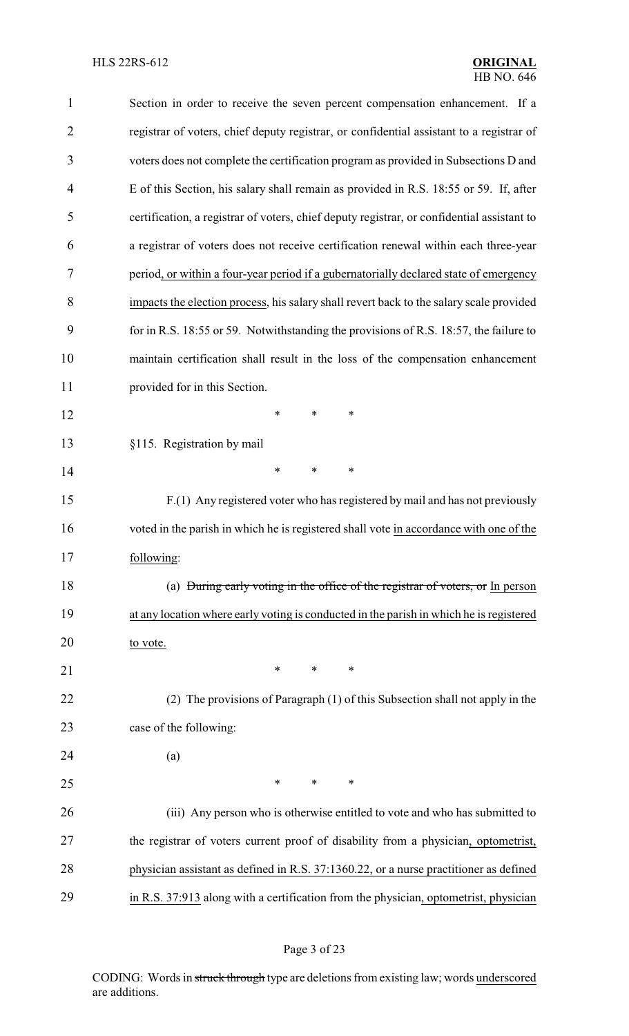Section in order to receive the seven percent compensation enhancement. If a registrar of voters, chief deputy registrar, or confidential assistant to a registrar of voters does not complete the certification program as provided in Subsections D and E of this Section, his salary shall remain as provided in R.S. 18:55 or 59. If, after certification, a registrar of voters, chief deputy registrar, or confidential assistant to a registrar of voters does not receive certification renewal within each three-year period, or within a four-year period if a gubernatorially declared state of emergency impacts the election process, his salary shall revert back to the salary scale provided for in R.S. 18:55 or 59. Notwithstanding the provisions of R.S. 18:57, the failure to maintain certification shall result in the loss of the compensation enhancement provided for in this Section.

\* \* \*

§115. Registration by mail

\* \* \*

F.(1) Any registered voter who has registered by mail and has not previously voted in the parish in which he is registered shall vote in accordance with one of the following:

(a) ~~During early voting in the office of the registrar of voters, or~~ In person at any location where early voting is conducted in the parish in which he is registered to vote.

\* \* \*

(2) The provisions of Paragraph (1) of this Subsection shall not apply in the case of the following:

(a)

\* \* \*

(iii) Any person who is otherwise entitled to vote and who has submitted to the registrar of voters current proof of disability from a physician, optometrist, physician assistant as defined in R.S. 37:1360.22, or a nurse practitioner as defined in R.S. 37:913 along with a certification from the physician, optometrist, physician

CODING: Words in ~~struck through~~ type are deletions from existing law; words underscored are additions.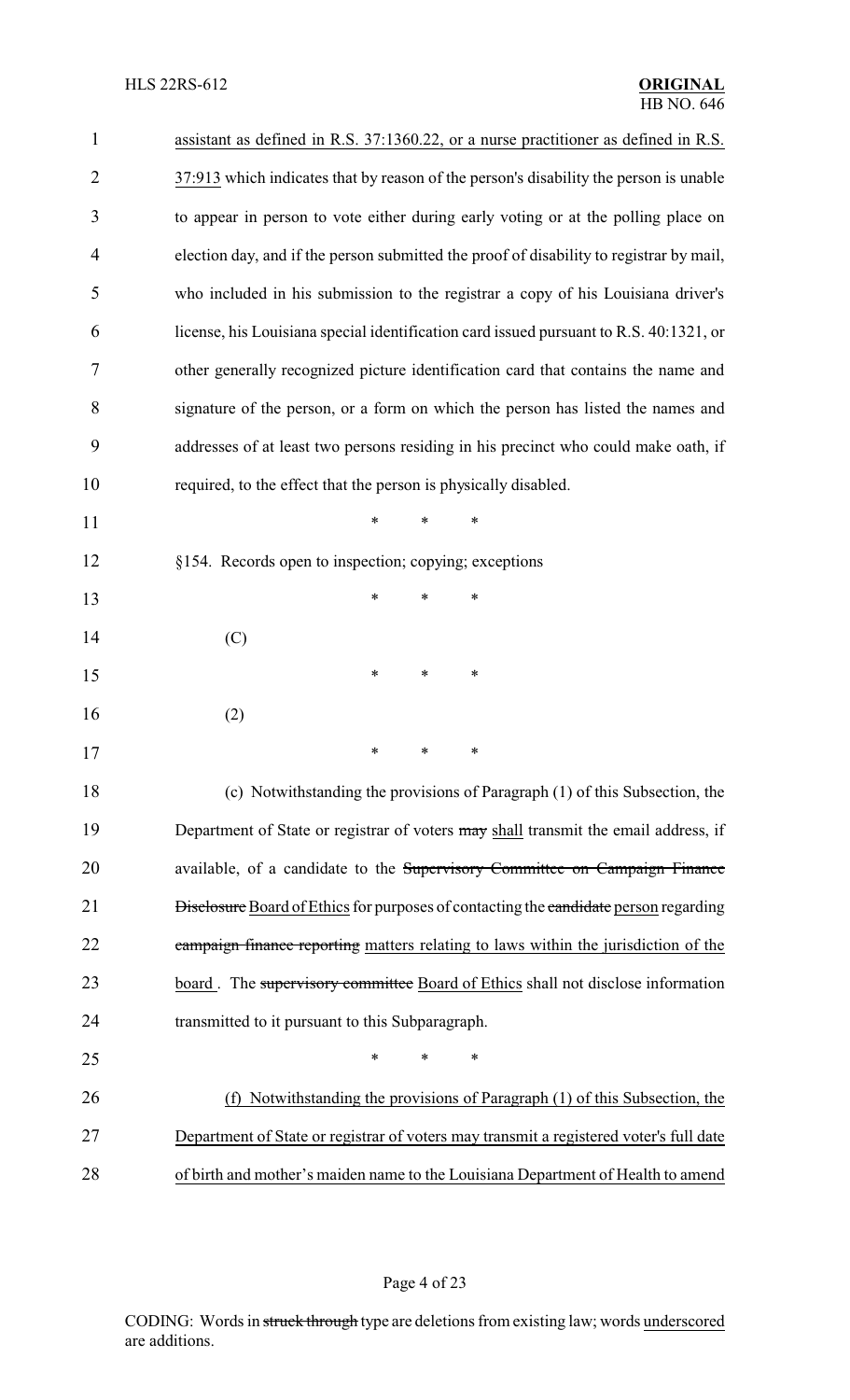assistant as defined in R.S. 37:1360.22, or a nurse practitioner as defined in R.S. 37:913 which indicates that by reason of the person's disability the person is unable to appear in person to vote either during early voting or at the polling place on election day, and if the person submitted the proof of disability to registrar by mail, who included in his submission to the registrar a copy of his Louisiana driver's license, his Louisiana special identification card issued pursuant to R.S. 40:1321, or other generally recognized picture identification card that contains the name and signature of the person, or a form on which the person has listed the names and addresses of at least two persons residing in his precinct who could make oath, if required, to the effect that the person is physically disabled.

\* \* \*

§154. Records open to inspection; copying; exceptions

\* \* \*

(C)

\* \* \*

(2)

\* \* \*

(c) Notwithstanding the provisions of Paragraph (1) of this Subsection, the Department of State or registrar of voters ~~may~~ shall transmit the email address, if available, of a candidate to the ~~Supervisory Committee on Campaign Finance Disclosure~~ Board of Ethics for purposes of contacting the ~~candidate~~ person regarding ~~campaign finance reporting~~ matters relating to laws within the jurisdiction of the board . The ~~supervisory committee~~ Board of Ethics shall not disclose information transmitted to it pursuant to this Subparagraph.

\* \* \*

(f) Notwithstanding the provisions of Paragraph (1) of this Subsection, the Department of State or registrar of voters may transmit a registered voter's full date of birth and mother's maiden name to the Louisiana Department of Health to amend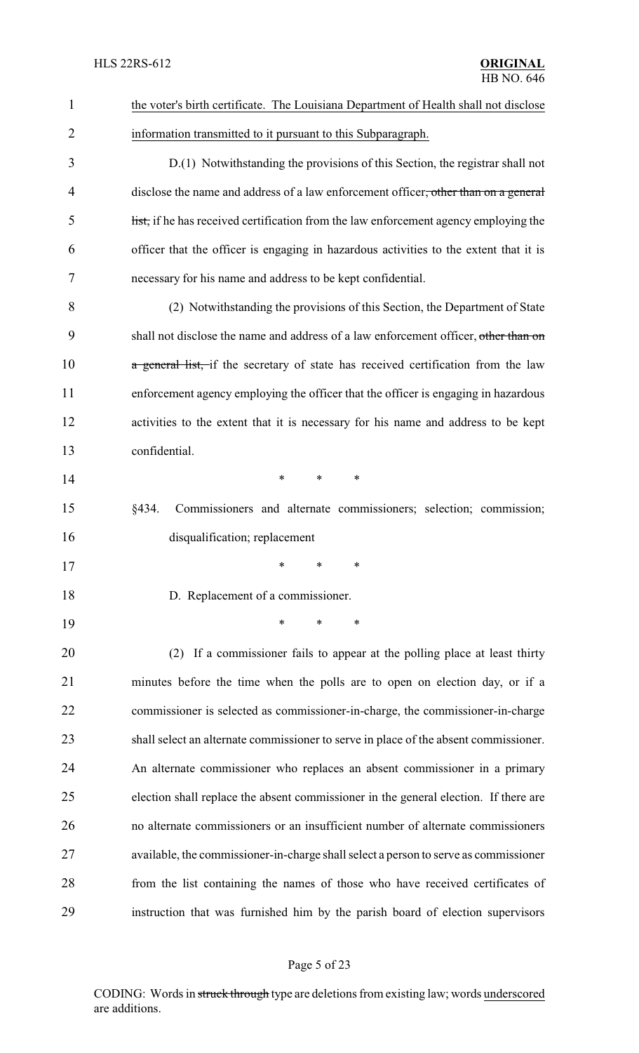the voter's birth certificate. The Louisiana Department of Health shall not disclose information transmitted to it pursuant to this Subparagraph.

D.(1) Notwithstanding the provisions of this Section, the registrar shall not disclose the name and address of a law enforcement officer~~, other than on a general list,~~ if he has received certification from the law enforcement agency employing the officer that the officer is engaging in hazardous activities to the extent that it is necessary for his name and address to be kept confidential.

(2) Notwithstanding the provisions of this Section, the Department of State shall not disclose the name and address of a law enforcement officer, ~~other than on a general list,~~ if the secretary of state has received certification from the law enforcement agency employing the officer that the officer is engaging in hazardous activities to the extent that it is necessary for his name and address to be kept confidential.

\* \* \*

§434. Commissioners and alternate commissioners; selection; commission; disqualification; replacement

\* \* \*

D. Replacement of a commissioner.

\* \* \*

(2) If a commissioner fails to appear at the polling place at least thirty minutes before the time when the polls are to open on election day, or if a commissioner is selected as commissioner-in-charge, the commissioner-in-charge shall select an alternate commissioner to serve in place of the absent commissioner. An alternate commissioner who replaces an absent commissioner in a primary election shall replace the absent commissioner in the general election. If there are no alternate commissioners or an insufficient number of alternate commissioners available, the commissioner-in-charge shall select a person to serve as commissioner from the list containing the names of those who have received certificates of instruction that was furnished him by the parish board of election supervisors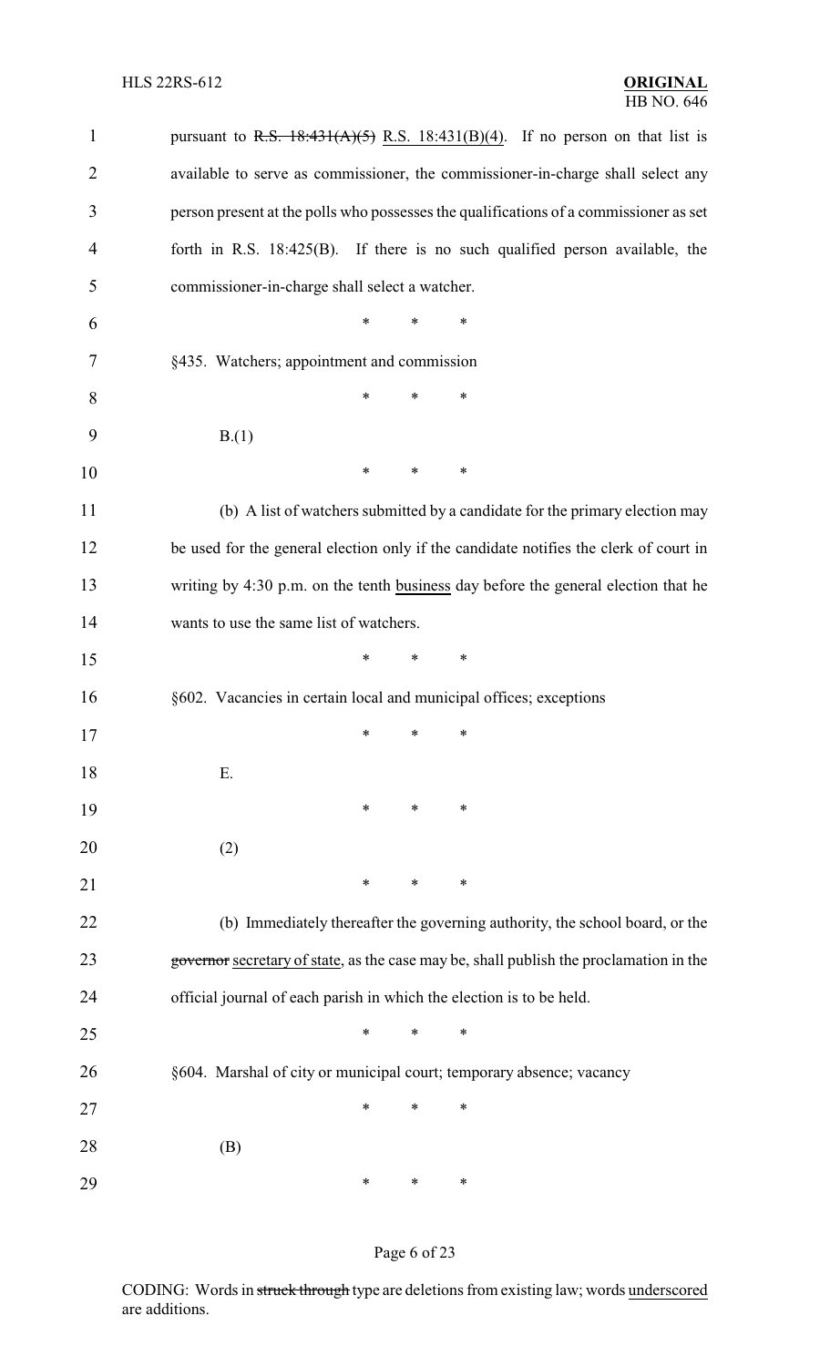pursuant to ~~R.S. 18:431(A)(5)~~ R.S. 18:431(B)(4). If no person on that list is available to serve as commissioner, the commissioner-in-charge shall select any person present at the polls who possesses the qualifications of a commissioner as set forth in R.S. 18:425(B). If there is no such qualified person available, the commissioner-in-charge shall select a watcher.

\* \* \*

§435. Watchers; appointment and commission

\* \* \*

B.(1)

\* \* \*

(b) A list of watchers submitted by a candidate for the primary election may be used for the general election only if the candidate notifies the clerk of court in writing by 4:30 p.m. on the tenth business day before the general election that he wants to use the same list of watchers.

\* \* \*

§602. Vacancies in certain local and municipal offices; exceptions

\* \* \*

E.

\* \* \*

(2)

\* \* \*

(b) Immediately thereafter the governing authority, the school board, or the ~~governor~~ secretary of state, as the case may be, shall publish the proclamation in the official journal of each parish in which the election is to be held.

\* \* \*

§604. Marshal of city or municipal court; temporary absence; vacancy

\* \* \*

(B)

\* \* \*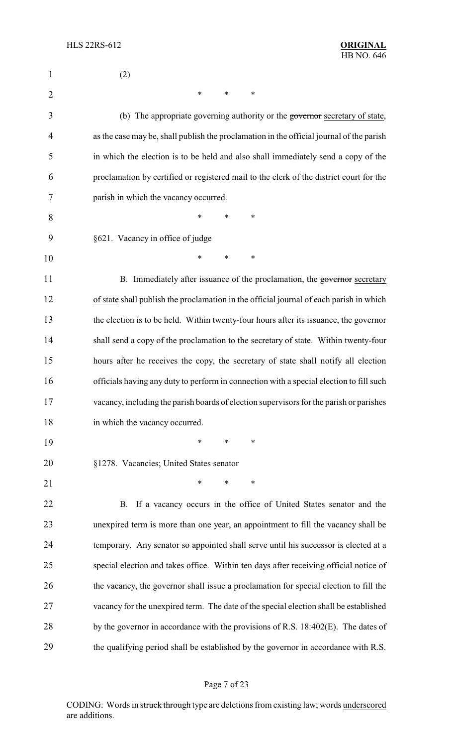(2)

\* \* \*

(b) The appropriate governing authority or the ~~governor~~ secretary of state, as the case may be, shall publish the proclamation in the official journal of the parish in which the election is to be held and also shall immediately send a copy of the proclamation by certified or registered mail to the clerk of the district court for the parish in which the vacancy occurred.

\* \* \*

§621. Vacancy in office of judge

\* \* \*

B. Immediately after issuance of the proclamation, the ~~governor~~ secretary of state shall publish the proclamation in the official journal of each parish in which the election is to be held. Within twenty-four hours after its issuance, the governor shall send a copy of the proclamation to the secretary of state. Within twenty-four hours after he receives the copy, the secretary of state shall notify all election officials having any duty to perform in connection with a special election to fill such vacancy, including the parish boards of election supervisors for the parish or parishes in which the vacancy occurred.

\* \* \*

§1278. Vacancies; United States senator

\* \* \*

B. If a vacancy occurs in the office of United States senator and the unexpired term is more than one year, an appointment to fill the vacancy shall be temporary. Any senator so appointed shall serve until his successor is elected at a special election and takes office. Within ten days after receiving official notice of the vacancy, the governor shall issue a proclamation for special election to fill the vacancy for the unexpired term. The date of the special election shall be established by the governor in accordance with the provisions of R.S. 18:402(E). The dates of the qualifying period shall be established by the governor in accordance with R.S.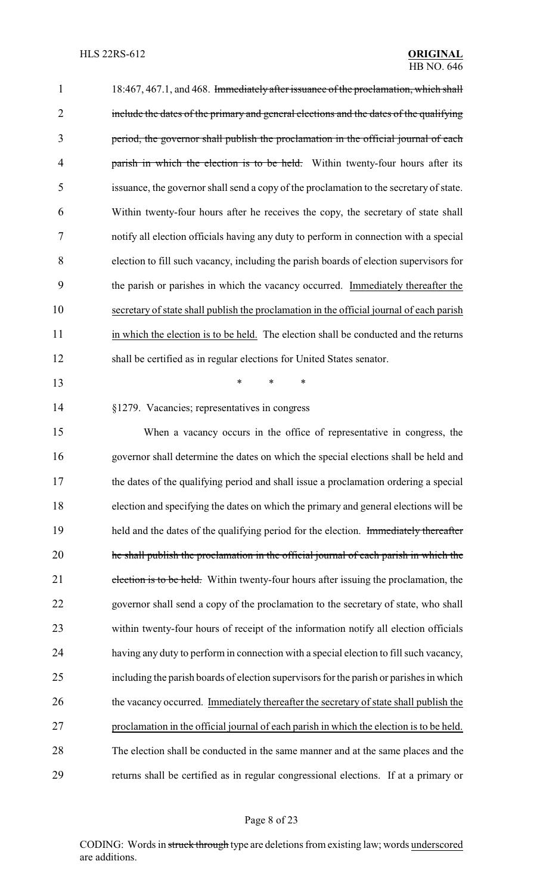18:467, 467.1, and 468. ~~Immediately after issuance of the proclamation, which shall include the dates of the primary and general elections and the dates of the qualifying period, the governor shall publish the proclamation in the official journal of each parish in which the election is to be held.~~ Within twenty-four hours after its issuance, the governor shall send a copy of the proclamation to the secretary of state. Within twenty-four hours after he receives the copy, the secretary of state shall notify all election officials having any duty to perform in connection with a special election to fill such vacancy, including the parish boards of election supervisors for the parish or parishes in which the vacancy occurred. <u>Immediately thereafter the secretary of state shall publish the proclamation in the official journal of each parish in which the election is to be held.</u> The election shall be conducted and the returns shall be certified as in regular elections for United States senator.

\* \* \*

§1279. Vacancies; representatives in congress

When a vacancy occurs in the office of representative in congress, the governor shall determine the dates on which the special elections shall be held and the dates of the qualifying period and shall issue a proclamation ordering a special election and specifying the dates on which the primary and general elections will be held and the dates of the qualifying period for the election. ~~Immediately thereafter he shall publish the proclamation in the official journal of each parish in which the election is to be held.~~ Within twenty-four hours after issuing the proclamation, the governor shall send a copy of the proclamation to the secretary of state, who shall within twenty-four hours of receipt of the information notify all election officials having any duty to perform in connection with a special election to fill such vacancy, including the parish boards of election supervisors for the parish or parishes in which the vacancy occurred. <u>Immediately thereafter the secretary of state shall publish the proclamation in the official journal of each parish in which the election is to be held.</u> The election shall be conducted in the same manner and at the same places and the returns shall be certified as in regular congressional elections. If at a primary or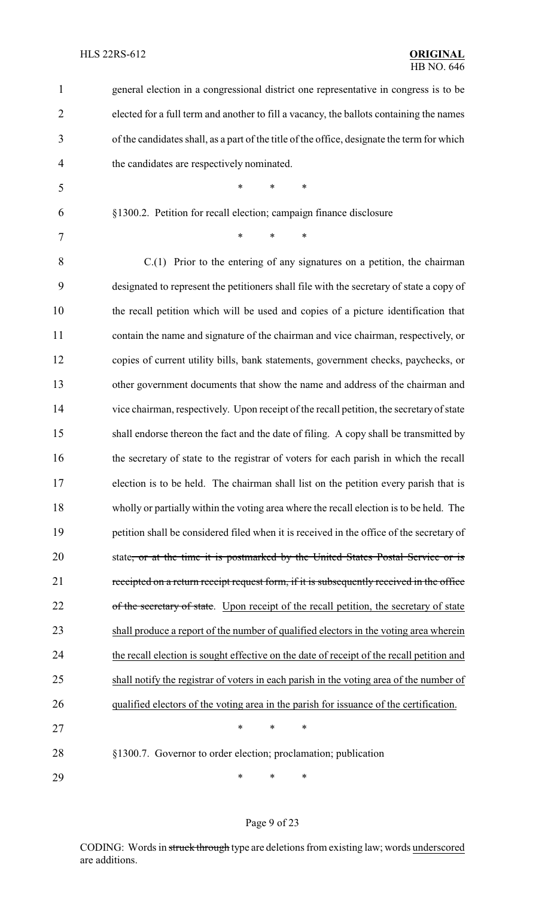general election in a congressional district one representative in congress is to be elected for a full term and another to fill a vacancy, the ballots containing the names of the candidates shall, as a part of the title of the office, designate the term for which the candidates are respectively nominated.

\* \* \*

§1300.2. Petition for recall election; campaign finance disclosure

\* \* \*

C.(1) Prior to the entering of any signatures on a petition, the chairman designated to represent the petitioners shall file with the secretary of state a copy of the recall petition which will be used and copies of a picture identification that contain the name and signature of the chairman and vice chairman, respectively, or copies of current utility bills, bank statements, government checks, paychecks, or other government documents that show the name and address of the chairman and vice chairman, respectively. Upon receipt of the recall petition, the secretary of state shall endorse thereon the fact and the date of filing. A copy shall be transmitted by the secretary of state to the registrar of voters for each parish in which the recall election is to be held. The chairman shall list on the petition every parish that is wholly or partially within the voting area where the recall election is to be held. The petition shall be considered filed when it is received in the office of the secretary of state~~, or at the time it is postmarked by the United States Postal Service or is receipted on a return receipt request form, if it is subsequently received in the office of the secretary of state~~. <u>Upon receipt of the recall petition, the secretary of state shall produce a report of the number of qualified electors in the voting area wherein the recall election is sought effective on the date of receipt of the recall petition and shall notify the registrar of voters in each parish in the voting area of the number of qualified electors of the voting area in the parish for issuance of the certification.</u>

\* \* \*

§1300.7. Governor to order election; proclamation; publication

\* \* \*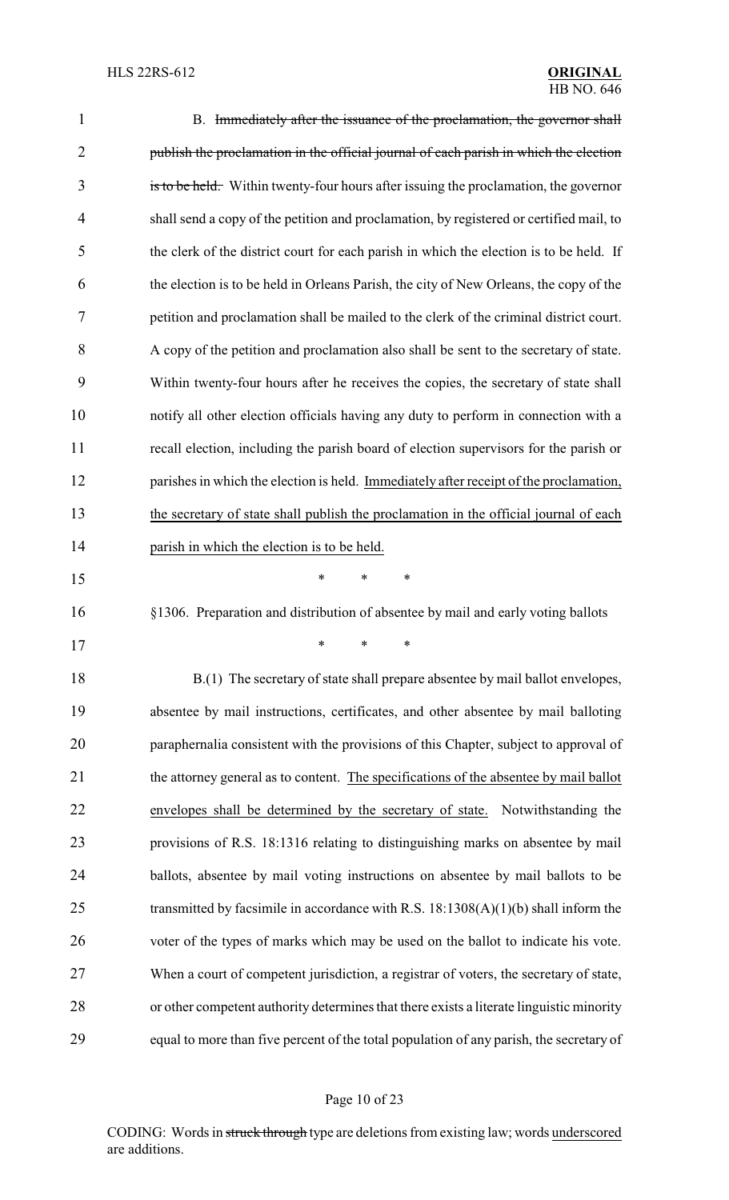B. ~~Immediately after the issuance of the proclamation, the governor shall publish the proclamation in the official journal of each parish in which the election is to be held.~~ Within twenty-four hours after issuing the proclamation, the governor shall send a copy of the petition and proclamation, by registered or certified mail, to the clerk of the district court for each parish in which the election is to be held. If the election is to be held in Orleans Parish, the city of New Orleans, the copy of the petition and proclamation shall be mailed to the clerk of the criminal district court. A copy of the petition and proclamation also shall be sent to the secretary of state. Within twenty-four hours after he receives the copies, the secretary of state shall notify all other election officials having any duty to perform in connection with a recall election, including the parish board of election supervisors for the parish or parishes in which the election is held. <u>Immediately after receipt of the proclamation, the secretary of state shall publish the proclamation in the official journal of each parish in which the election is to be held.</u>

\* \* \*

§1306. Preparation and distribution of absentee by mail and early voting ballots

\* \* \*

B.(1) The secretary of state shall prepare absentee by mail ballot envelopes, absentee by mail instructions, certificates, and other absentee by mail balloting paraphernalia consistent with the provisions of this Chapter, subject to approval of the attorney general as to content. <u>The specifications of the absentee by mail ballot envelopes shall be determined by the secretary of state.</u> Notwithstanding the provisions of R.S. 18:1316 relating to distinguishing marks on absentee by mail ballots, absentee by mail voting instructions on absentee by mail ballots to be transmitted by facsimile in accordance with R.S. 18:1308(A)(1)(b) shall inform the voter of the types of marks which may be used on the ballot to indicate his vote. When a court of competent jurisdiction, a registrar of voters, the secretary of state, or other competent authority determines that there exists a literate linguistic minority equal to more than five percent of the total population of any parish, the secretary of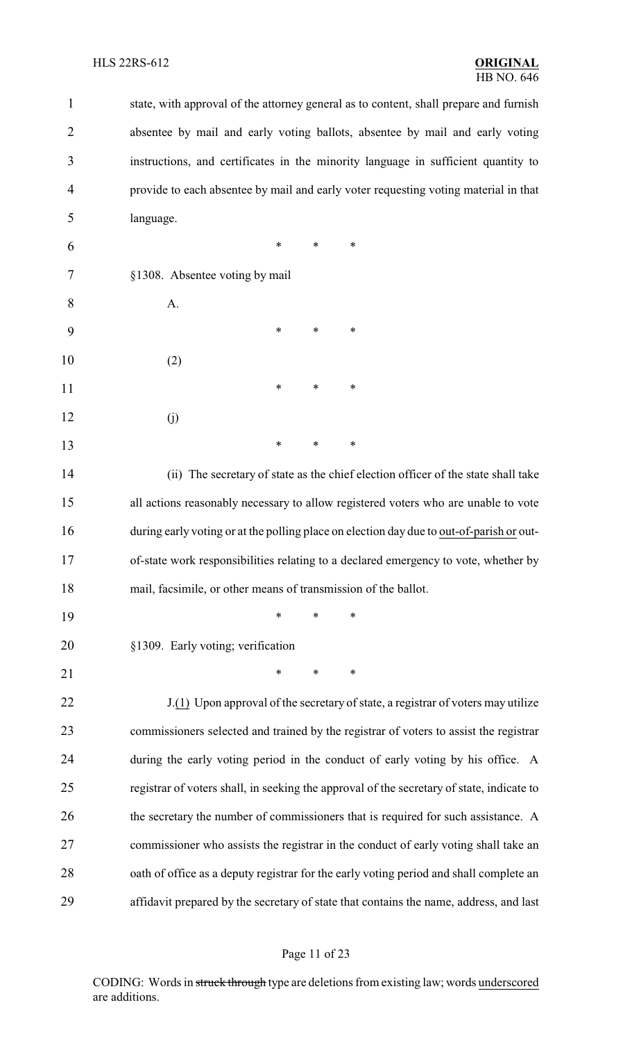state, with approval of the attorney general as to content, shall prepare and furnish absentee by mail and early voting ballots, absentee by mail and early voting instructions, and certificates in the minority language in sufficient quantity to provide to each absentee by mail and early voter requesting voting material in that language.

\* \* \*

§1308. Absentee voting by mail

A.

\* \* \*

(2)

\* \* \*

(j)

\* \* \*

(ii) The secretary of state as the chief election officer of the state shall take all actions reasonably necessary to allow registered voters who are unable to vote during early voting or at the polling place on election day due to <u>out-of-parish or</u> out-of-state work responsibilities relating to a declared emergency to vote, whether by mail, facsimile, or other means of transmission of the ballot.

\* \* \*

§1309. Early voting; verification

\* \* \*

J.<u>(1)</u> Upon approval of the secretary of state, a registrar of voters may utilize commissioners selected and trained by the registrar of voters to assist the registrar during the early voting period in the conduct of early voting by his office. A registrar of voters shall, in seeking the approval of the secretary of state, indicate to the secretary the number of commissioners that is required for such assistance. A commissioner who assists the registrar in the conduct of early voting shall take an oath of office as a deputy registrar for the early voting period and shall complete an affidavit prepared by the secretary of state that contains the name, address, and last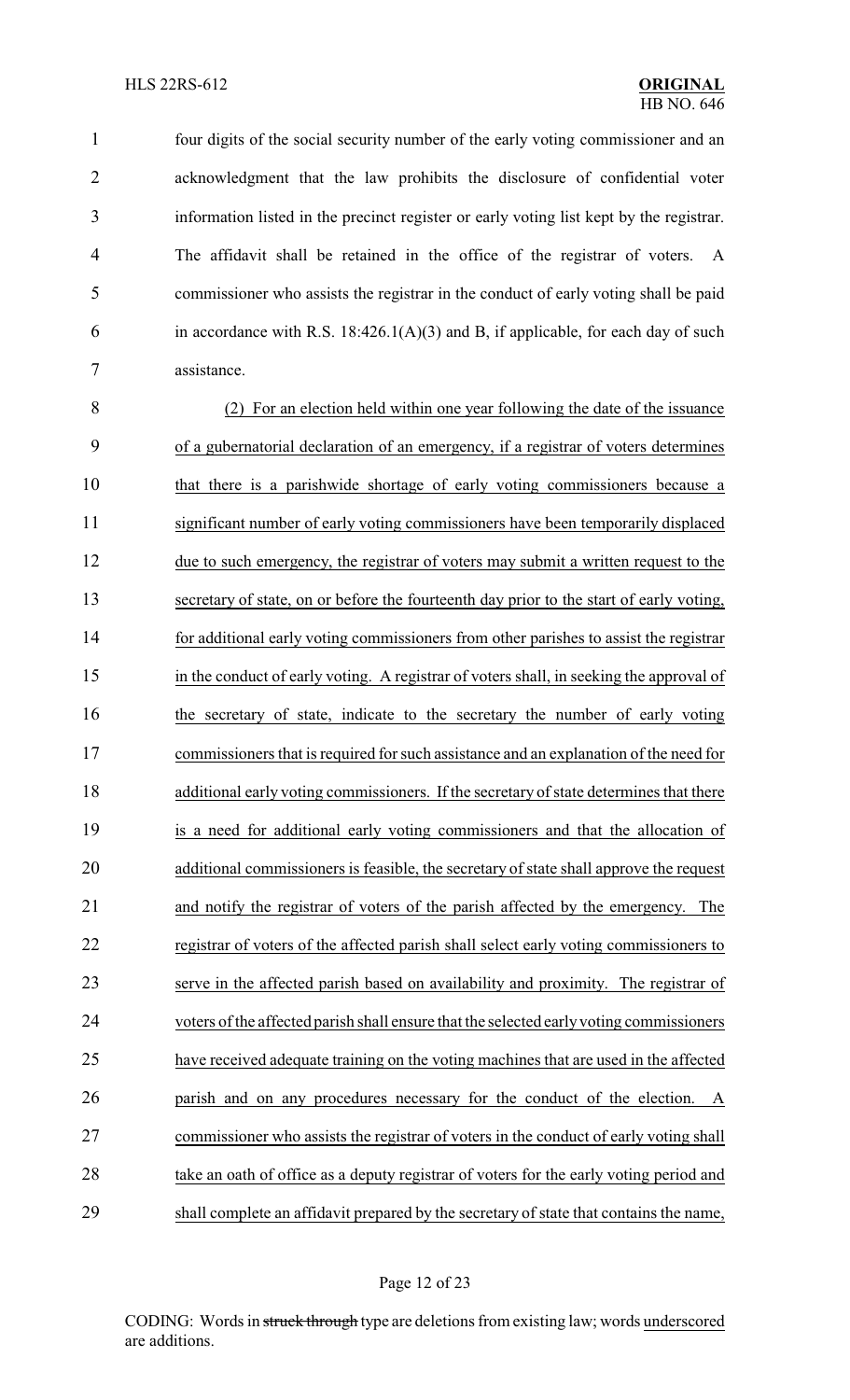four digits of the social security number of the early voting commissioner and an acknowledgment that the law prohibits the disclosure of confidential voter information listed in the precinct register or early voting list kept by the registrar. The affidavit shall be retained in the office of the registrar of voters. A commissioner who assists the registrar in the conduct of early voting shall be paid in accordance with R.S. 18:426.1(A)(3) and B, if applicable, for each day of such assistance.

(2) For an election held within one year following the date of the issuance of a gubernatorial declaration of an emergency, if a registrar of voters determines that there is a parishwide shortage of early voting commissioners because a significant number of early voting commissioners have been temporarily displaced due to such emergency, the registrar of voters may submit a written request to the secretary of state, on or before the fourteenth day prior to the start of early voting, for additional early voting commissioners from other parishes to assist the registrar in the conduct of early voting. A registrar of voters shall, in seeking the approval of the secretary of state, indicate to the secretary the number of early voting commissioners that is required for such assistance and an explanation of the need for additional early voting commissioners. If the secretary of state determines that there is a need for additional early voting commissioners and that the allocation of additional commissioners is feasible, the secretary of state shall approve the request and notify the registrar of voters of the parish affected by the emergency. The registrar of voters of the affected parish shall select early voting commissioners to serve in the affected parish based on availability and proximity. The registrar of voters of the affected parish shall ensure that the selected early voting commissioners have received adequate training on the voting machines that are used in the affected parish and on any procedures necessary for the conduct of the election. A commissioner who assists the registrar of voters in the conduct of early voting shall take an oath of office as a deputy registrar of voters for the early voting period and shall complete an affidavit prepared by the secretary of state that contains the name,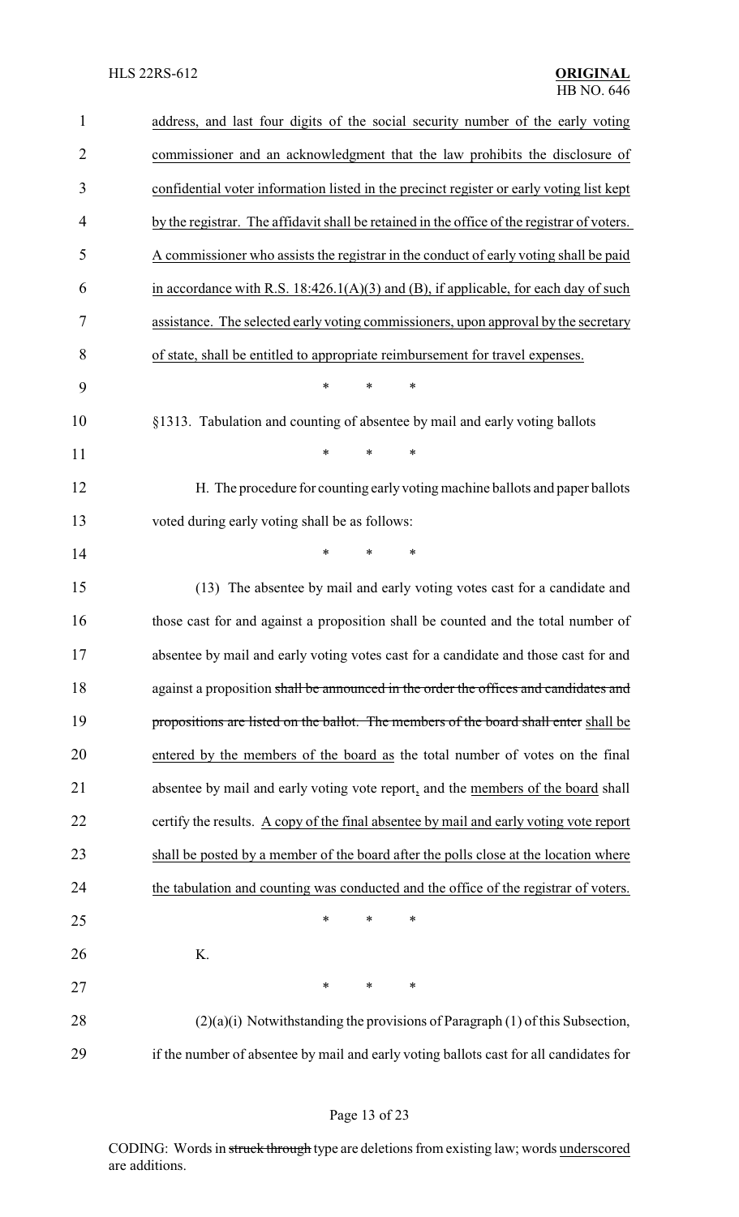address, and last four digits of the social security number of the early voting commissioner and an acknowledgment that the law prohibits the disclosure of confidential voter information listed in the precinct register or early voting list kept by the registrar. The affidavit shall be retained in the office of the registrar of voters. A commissioner who assists the registrar in the conduct of early voting shall be paid in accordance with R.S. 18:426.1(A)(3) and (B), if applicable, for each day of such assistance. The selected early voting commissioners, upon approval by the secretary of state, shall be entitled to appropriate reimbursement for travel expenses.

\* \* \*

§1313. Tabulation and counting of absentee by mail and early voting ballots

\* \* \*

H. The procedure for counting early voting machine ballots and paper ballots voted during early voting shall be as follows:

\* \* \*

(13) The absentee by mail and early voting votes cast for a candidate and those cast for and against a proposition shall be counted and the total number of absentee by mail and early voting votes cast for a candidate and those cast for and against a proposition ~~shall be announced in the order the offices and candidates and propositions are listed on the ballot. The members of the board shall enter~~ shall be entered by the members of the board as the total number of votes on the final absentee by mail and early voting vote report, and the members of the board shall certify the results. A copy of the final absentee by mail and early voting vote report shall be posted by a member of the board after the polls close at the location where the tabulation and counting was conducted and the office of the registrar of voters.

\* \* \*

K.

\* \* \*

(2)(a)(i) Notwithstanding the provisions of Paragraph (1) of this Subsection, if the number of absentee by mail and early voting ballots cast for all candidates for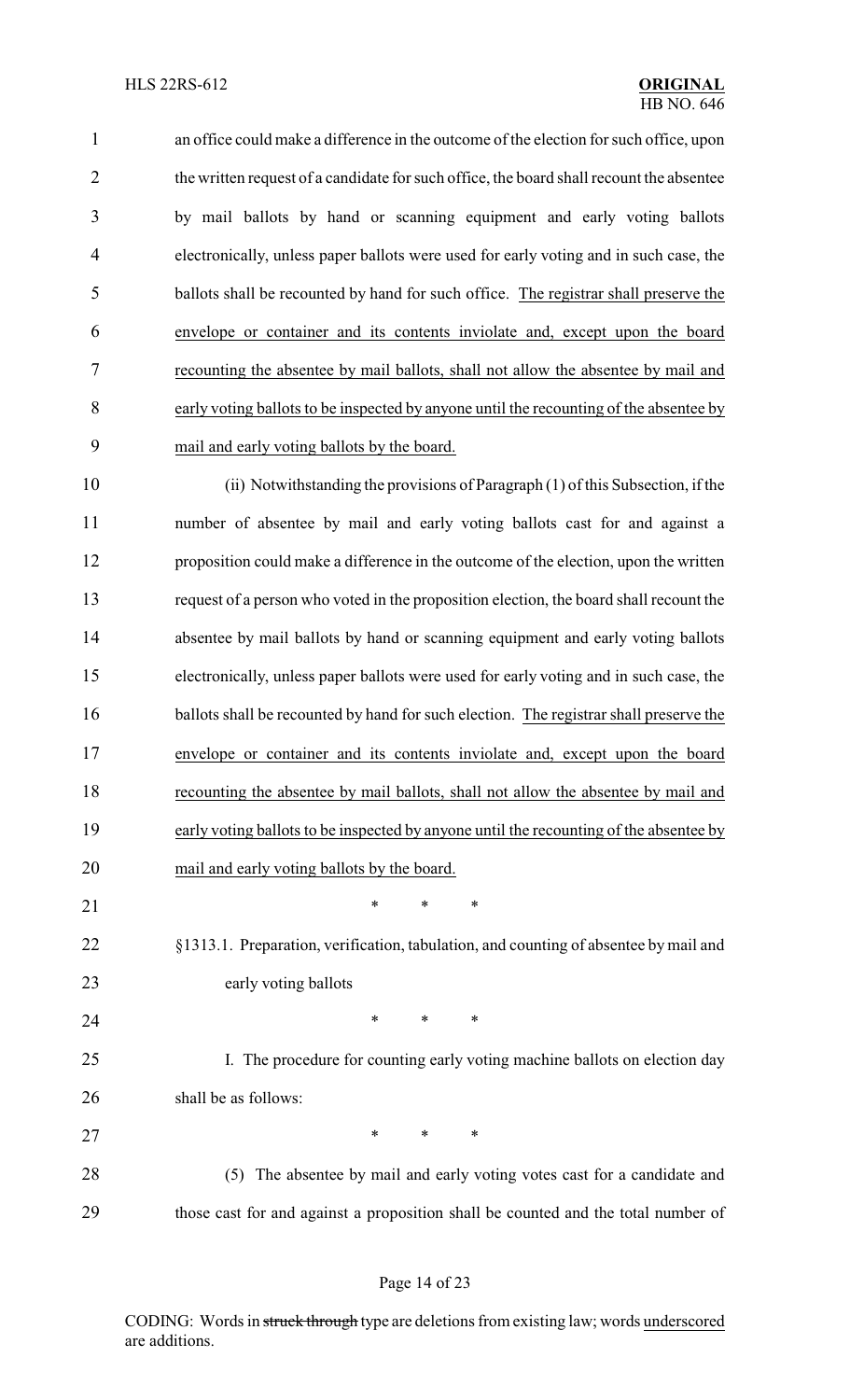an office could make a difference in the outcome of the election for such office, upon the written request of a candidate for such office, the board shall recount the absentee by mail ballots by hand or scanning equipment and early voting ballots electronically, unless paper ballots were used for early voting and in such case, the ballots shall be recounted by hand for such office. <u>The registrar shall preserve the envelope or container and its contents inviolate and, except upon the board recounting the absentee by mail ballots, shall not allow the absentee by mail and early voting ballots to be inspected by anyone until the recounting of the absentee by mail and early voting ballots by the board.</u>

(ii) Notwithstanding the provisions of Paragraph (1) of this Subsection, if the number of absentee by mail and early voting ballots cast for and against a proposition could make a difference in the outcome of the election, upon the written request of a person who voted in the proposition election, the board shall recount the absentee by mail ballots by hand or scanning equipment and early voting ballots electronically, unless paper ballots were used for early voting and in such case, the ballots shall be recounted by hand for such election. <u>The registrar shall preserve the envelope or container and its contents inviolate and, except upon the board recounting the absentee by mail ballots, shall not allow the absentee by mail and early voting ballots to be inspected by anyone until the recounting of the absentee by mail and early voting ballots by the board.</u>

\* \* \*

§1313.1. Preparation, verification, tabulation, and counting of absentee by mail and early voting ballots

\* \* \*

I. The procedure for counting early voting machine ballots on election day shall be as follows:

\* \* \*

(5) The absentee by mail and early voting votes cast for a candidate and those cast for and against a proposition shall be counted and the total number of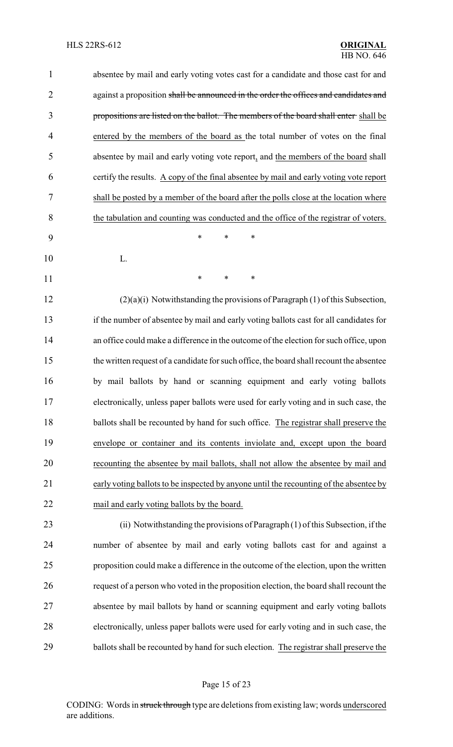absentee by mail and early voting votes cast for a candidate and those cast for and against a proposition ~~shall be announced in the order the offices and candidates and propositions are listed on the ballot. The members of the board shall enter~~ shall be entered by the members of the board as the total number of votes on the final absentee by mail and early voting vote report, and the members of the board shall certify the results. A copy of the final absentee by mail and early voting vote report shall be posted by a member of the board after the polls close at the location where the tabulation and counting was conducted and the office of the registrar of voters.

\* \* \*

L.

\* \* \*

(2)(a)(i) Notwithstanding the provisions of Paragraph (1) of this Subsection, if the number of absentee by mail and early voting ballots cast for all candidates for an office could make a difference in the outcome of the election for such office, upon the written request of a candidate for such office, the board shall recount the absentee by mail ballots by hand or scanning equipment and early voting ballots electronically, unless paper ballots were used for early voting and in such case, the ballots shall be recounted by hand for such office. The registrar shall preserve the envelope or container and its contents inviolate and, except upon the board recounting the absentee by mail ballots, shall not allow the absentee by mail and early voting ballots to be inspected by anyone until the recounting of the absentee by mail and early voting ballots by the board.

(ii) Notwithstanding the provisions of Paragraph (1) of this Subsection, if the number of absentee by mail and early voting ballots cast for and against a proposition could make a difference in the outcome of the election, upon the written request of a person who voted in the proposition election, the board shall recount the absentee by mail ballots by hand or scanning equipment and early voting ballots electronically, unless paper ballots were used for early voting and in such case, the ballots shall be recounted by hand for such election. The registrar shall preserve the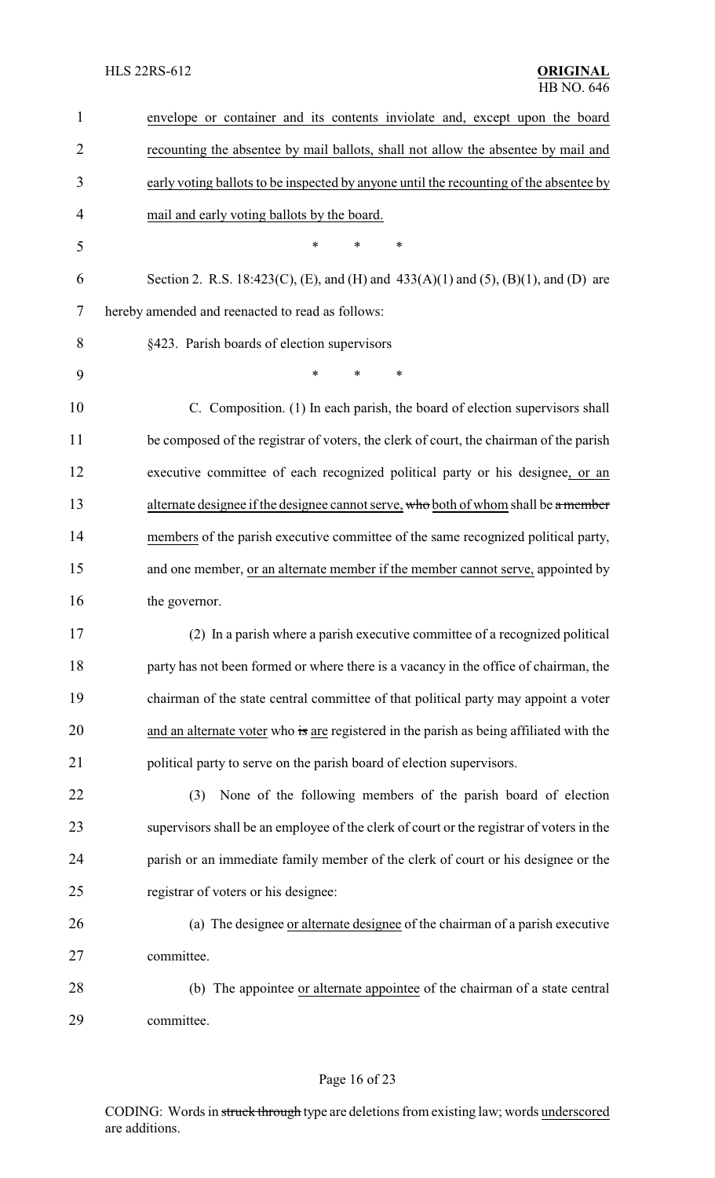envelope or container and its contents inviolate and, except upon the board recounting the absentee by mail ballots, shall not allow the absentee by mail and early voting ballots to be inspected by anyone until the recounting of the absentee by mail and early voting ballots by the board.

\* \* \*

Section 2. R.S. 18:423(C), (E), and (H) and 433(A)(1) and (5), (B)(1), and (D) are hereby amended and reenacted to read as follows:

§423. Parish boards of election supervisors

\* \* \*

C. Composition. (1) In each parish, the board of election supervisors shall be composed of the registrar of voters, the clerk of court, the chairman of the parish executive committee of each recognized political party or his designee, or an alternate designee if the designee cannot serve, ~~who~~ both of whom shall be ~~a member~~ members of the parish executive committee of the same recognized political party, and one member, or an alternate member if the member cannot serve, appointed by the governor.

(2) In a parish where a parish executive committee of a recognized political party has not been formed or where there is a vacancy in the office of chairman, the chairman of the state central committee of that political party may appoint a voter and an alternate voter who ~~is~~ are registered in the parish as being affiliated with the political party to serve on the parish board of election supervisors.

(3) None of the following members of the parish board of election supervisors shall be an employee of the clerk of court or the registrar of voters in the parish or an immediate family member of the clerk of court or his designee or the registrar of voters or his designee:

(a) The designee or alternate designee of the chairman of a parish executive committee.

(b) The appointee or alternate appointee of the chairman of a state central committee.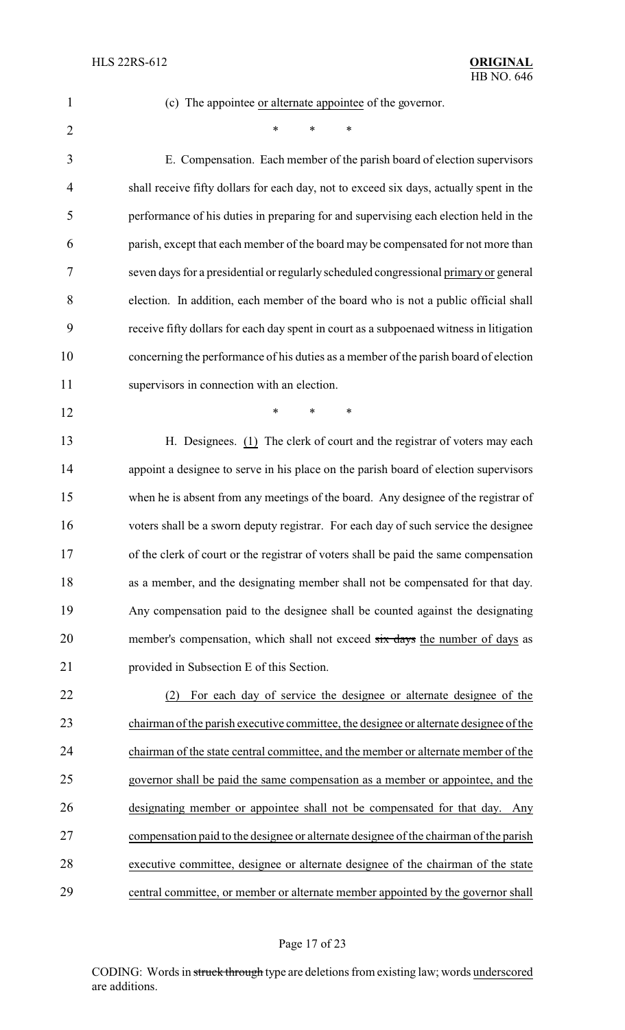(c) The appointee <u>or alternate appointee</u> of the governor.

\* \* \*

E. Compensation. Each member of the parish board of election supervisors shall receive fifty dollars for each day, not to exceed six days, actually spent in the performance of his duties in preparing for and supervising each election held in the parish, except that each member of the board may be compensated for not more than seven days for a presidential or regularly scheduled congressional <u>primary or</u> general election. In addition, each member of the board who is not a public official shall receive fifty dollars for each day spent in court as a subpoenaed witness in litigation concerning the performance of his duties as a member of the parish board of election supervisors in connection with an election.

\* \* \*

H. Designees. <u>(1)</u> The clerk of court and the registrar of voters may each appoint a designee to serve in his place on the parish board of election supervisors when he is absent from any meetings of the board. Any designee of the registrar of voters shall be a sworn deputy registrar. For each day of such service the designee of the clerk of court or the registrar of voters shall be paid the same compensation as a member, and the designating member shall not be compensated for that day. Any compensation paid to the designee shall be counted against the designating member's compensation, which shall not exceed ~~six days~~ <u>the number of days</u> as provided in Subsection E of this Section.

<u>(2) For each day of service the designee or alternate designee of the chairman of the parish executive committee, the designee or alternate designee of the chairman of the state central committee, and the member or alternate member of the governor shall be paid the same compensation as a member or appointee, and the designating member or appointee shall not be compensated for that day. Any compensation paid to the designee or alternate designee of the chairman of the parish executive committee, designee or alternate designee of the chairman of the state central committee, or member or alternate member appointed by the governor shall</u>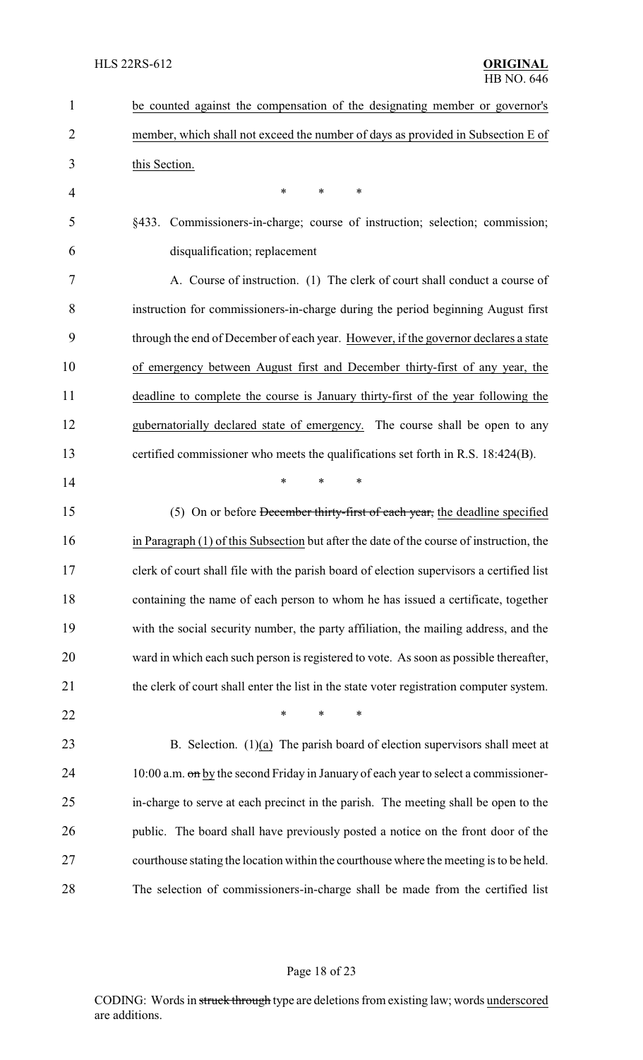be counted against the compensation of the designating member or governor's member, which shall not exceed the number of days as provided in Subsection E of this Section.

\* \* \*

§433. Commissioners-in-charge; course of instruction; selection; commission; disqualification; replacement

A. Course of instruction. (1) The clerk of court shall conduct a course of instruction for commissioners-in-charge during the period beginning August first through the end of December of each year. <u>However, if the governor declares a state of emergency between August first and December thirty-first of any year, the deadline to complete the course is January thirty-first of the year following the gubernatorially declared state of emergency.</u> The course shall be open to any certified commissioner who meets the qualifications set forth in R.S. 18:424(B).

\* \* \*

(5) On or before ~~December thirty-first of each year,~~ <u>the deadline specified in Paragraph (1) of this Subsection</u> but after the date of the course of instruction, the clerk of court shall file with the parish board of election supervisors a certified list containing the name of each person to whom he has issued a certificate, together with the social security number, the party affiliation, the mailing address, and the ward in which each such person is registered to vote. As soon as possible thereafter, the clerk of court shall enter the list in the state voter registration computer system.

\* \* \*

B. Selection. (1)<u>(a)</u> The parish board of election supervisors shall meet at 10:00 a.m. ~~on~~ <u>by</u> the second Friday in January of each year to select a commissioner-in-charge to serve at each precinct in the parish. The meeting shall be open to the public. The board shall have previously posted a notice on the front door of the courthouse stating the location within the courthouse where the meeting is to be held. The selection of commissioners-in-charge shall be made from the certified list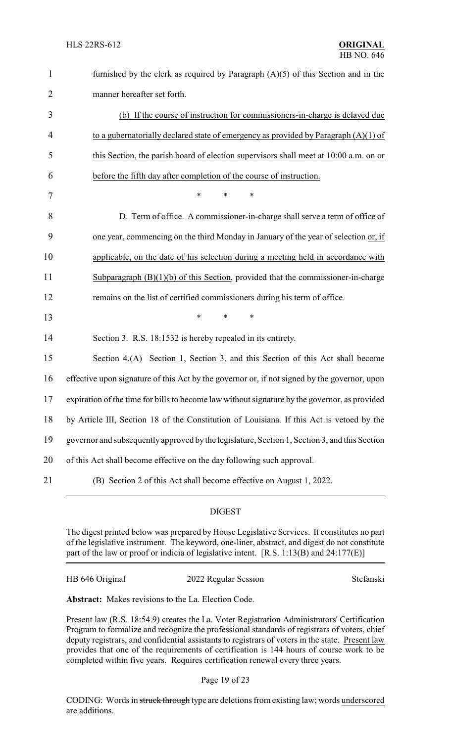furnished by the clerk as required by Paragraph (A)(5) of this Section and in the manner hereafter set forth.

(b) If the course of instruction for commissioners-in-charge is delayed due to a gubernatorially declared state of emergency as provided by Paragraph (A)(1) of this Section, the parish board of election supervisors shall meet at 10:00 a.m. on or before the fifth day after completion of the course of instruction.

\* \* \*

D. Term of office. A commissioner-in-charge shall serve a term of office of one year, commencing on the third Monday in January of the year of selection or, if applicable, on the date of his selection during a meeting held in accordance with Subparagraph (B)(1)(b) of this Section, provided that the commissioner-in-charge remains on the list of certified commissioners during his term of office.

\* \* \*

Section 3. R.S. 18:1532 is hereby repealed in its entirety.

Section 4.(A) Section 1, Section 3, and this Section of this Act shall become effective upon signature of this Act by the governor or, if not signed by the governor, upon expiration of the time for bills to become law without signature by the governor, as provided by Article III, Section 18 of the Constitution of Louisiana. If this Act is vetoed by the governor and subsequently approved by the legislature, Section 1, Section 3, and this Section of this Act shall become effective on the day following such approval.

(B) Section 2 of this Act shall become effective on August 1, 2022.

## DIGEST

The digest printed below was prepared by House Legislative Services. It constitutes no part of the legislative instrument. The keyword, one-liner, abstract, and digest do not constitute part of the law or proof or indicia of legislative intent. [R.S. 1:13(B) and 24:177(E)]

HB 646 Original | 2022 Regular Session | Stefanski

**Abstract:** Makes revisions to the La. Election Code.

Present law (R.S. 18:54.9) creates the La. Voter Registration Administrators' Certification Program to formalize and recognize the professional standards of registrars of voters, chief deputy registrars, and confidential assistants to registrars of voters in the state. Present law provides that one of the requirements of certification is 144 hours of course work to be completed within five years. Requires certification renewal every three years.

CODING: Words in struck through type are deletions from existing law; words underscored are additions.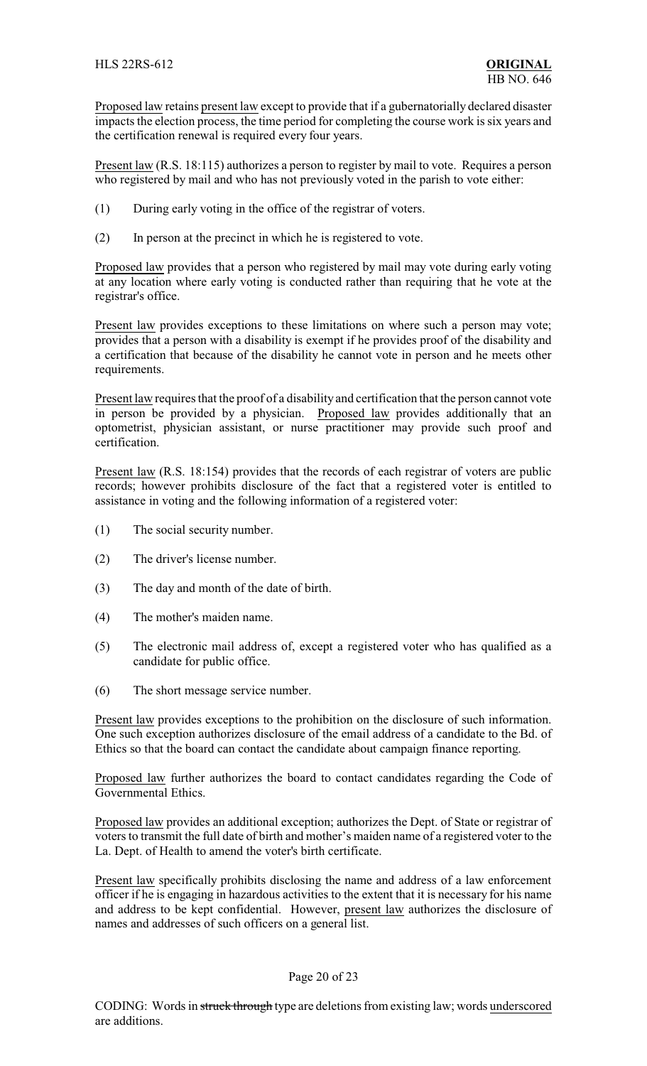Proposed law retains present law except to provide that if a gubernatorially declared disaster impacts the election process, the time period for completing the course work is six years and the certification renewal is required every four years.

Present law (R.S. 18:115) authorizes a person to register by mail to vote. Requires a person who registered by mail and who has not previously voted in the parish to vote either:

(1) During early voting in the office of the registrar of voters.

(2) In person at the precinct in which he is registered to vote.

Proposed law provides that a person who registered by mail may vote during early voting at any location where early voting is conducted rather than requiring that he vote at the registrar's office.

Present law provides exceptions to these limitations on where such a person may vote; provides that a person with a disability is exempt if he provides proof of the disability and a certification that because of the disability he cannot vote in person and he meets other requirements.

Present law requires that the proof of a disability and certification that the person cannot vote in person be provided by a physician. Proposed law provides additionally that an optometrist, physician assistant, or nurse practitioner may provide such proof and certification.

Present law (R.S. 18:154) provides that the records of each registrar of voters are public records; however prohibits disclosure of the fact that a registered voter is entitled to assistance in voting and the following information of a registered voter:

(1) The social security number.

(2) The driver's license number.

(3) The day and month of the date of birth.

(4) The mother's maiden name.

(5) The electronic mail address of, except a registered voter who has qualified as a candidate for public office.

(6) The short message service number.

Present law provides exceptions to the prohibition on the disclosure of such information. One such exception authorizes disclosure of the email address of a candidate to the Bd. of Ethics so that the board can contact the candidate about campaign finance reporting.

Proposed law further authorizes the board to contact candidates regarding the Code of Governmental Ethics.

Proposed law provides an additional exception; authorizes the Dept. of State or registrar of voters to transmit the full date of birth and mother's maiden name of a registered voter to the La. Dept. of Health to amend the voter's birth certificate.

Present law specifically prohibits disclosing the name and address of a law enforcement officer if he is engaging in hazardous activities to the extent that it is necessary for his name and address to be kept confidential. However, present law authorizes the disclosure of names and addresses of such officers on a general list.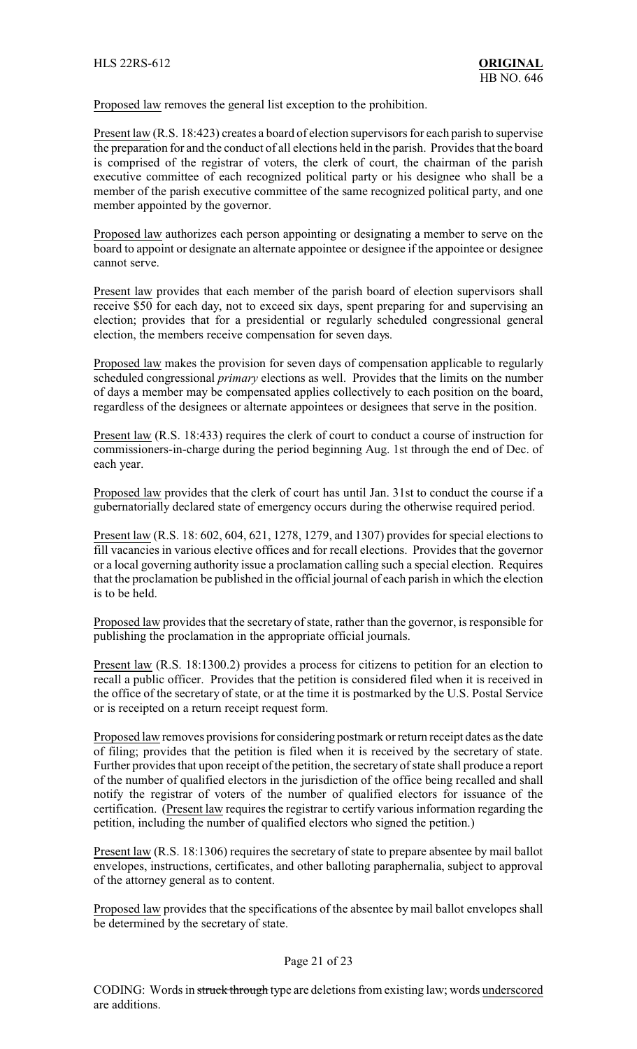Proposed law removes the general list exception to the prohibition.

Present law (R.S. 18:423) creates a board of election supervisors for each parish to supervise the preparation for and the conduct of all elections held in the parish. Provides that the board is comprised of the registrar of voters, the clerk of court, the chairman of the parish executive committee of each recognized political party or his designee who shall be a member of the parish executive committee of the same recognized political party, and one member appointed by the governor.

Proposed law authorizes each person appointing or designating a member to serve on the board to appoint or designate an alternate appointee or designee if the appointee or designee cannot serve.

Present law provides that each member of the parish board of election supervisors shall receive $50 for each day, not to exceed six days, spent preparing for and supervising an election; provides that for a presidential or regularly scheduled congressional general election, the members receive compensation for seven days.

Proposed law makes the provision for seven days of compensation applicable to regularly scheduled congressional *primary* elections as well. Provides that the limits on the number of days a member may be compensated applies collectively to each position on the board, regardless of the designees or alternate appointees or designees that serve in the position.

Present law (R.S. 18:433) requires the clerk of court to conduct a course of instruction for commissioners-in-charge during the period beginning Aug. 1st through the end of Dec. of each year.

Proposed law provides that the clerk of court has until Jan. 31st to conduct the course if a gubernatorially declared state of emergency occurs during the otherwise required period.

Present law (R.S. 18: 602, 604, 621, 1278, 1279, and 1307) provides for special elections to fill vacancies in various elective offices and for recall elections. Provides that the governor or a local governing authority issue a proclamation calling such a special election. Requires that the proclamation be published in the official journal of each parish in which the election is to be held.

Proposed law provides that the secretary of state, rather than the governor, is responsible for publishing the proclamation in the appropriate official journals.

Present law (R.S. 18:1300.2) provides a process for citizens to petition for an election to recall a public officer. Provides that the petition is considered filed when it is received in the office of the secretary of state, or at the time it is postmarked by the U.S. Postal Service or is receipted on a return receipt request form.

Proposed law removes provisions for considering postmark or return receipt dates as the date of filing; provides that the petition is filed when it is received by the secretary of state. Further provides that upon receipt of the petition, the secretary of state shall produce a report of the number of qualified electors in the jurisdiction of the office being recalled and shall notify the registrar of voters of the number of qualified electors for issuance of the certification. (Present law requires the registrar to certify various information regarding the petition, including the number of qualified electors who signed the petition.)

Present law (R.S. 18:1306) requires the secretary of state to prepare absentee by mail ballot envelopes, instructions, certificates, and other balloting paraphernalia, subject to approval of the attorney general as to content.

Proposed law provides that the specifications of the absentee by mail ballot envelopes shall be determined by the secretary of state.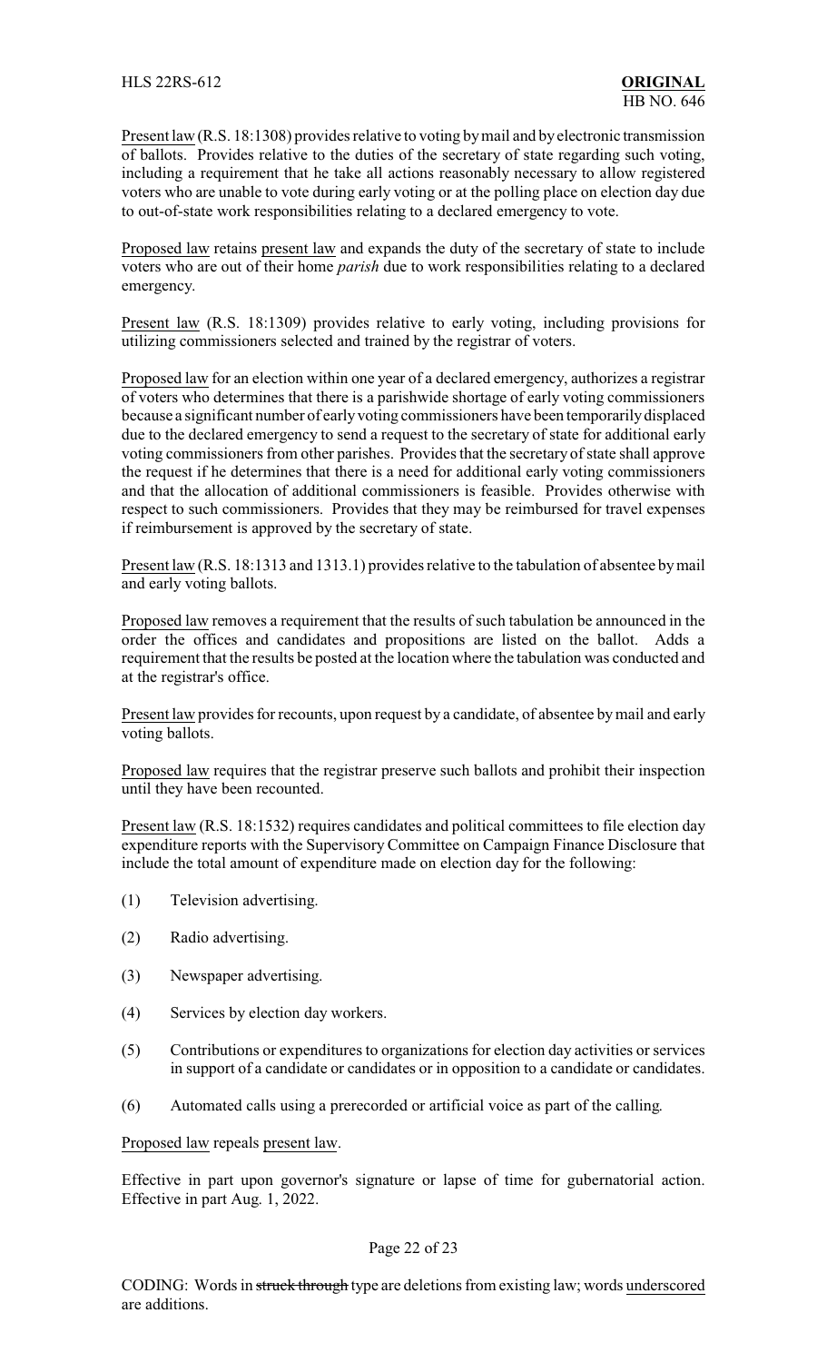Present law (R.S. 18:1308) provides relative to voting by mail and by electronic transmission of ballots. Provides relative to the duties of the secretary of state regarding such voting, including a requirement that he take all actions reasonably necessary to allow registered voters who are unable to vote during early voting or at the polling place on election day due to out-of-state work responsibilities relating to a declared emergency to vote.

Proposed law retains present law and expands the duty of the secretary of state to include voters who are out of their home *parish* due to work responsibilities relating to a declared emergency.

Present law (R.S. 18:1309) provides relative to early voting, including provisions for utilizing commissioners selected and trained by the registrar of voters.

Proposed law for an election within one year of a declared emergency, authorizes a registrar of voters who determines that there is a parishwide shortage of early voting commissioners because a significant number of early voting commissioners have been temporarily displaced due to the declared emergency to send a request to the secretary of state for additional early voting commissioners from other parishes. Provides that the secretary of state shall approve the request if he determines that there is a need for additional early voting commissioners and that the allocation of additional commissioners is feasible. Provides otherwise with respect to such commissioners. Provides that they may be reimbursed for travel expenses if reimbursement is approved by the secretary of state.

Present law (R.S. 18:1313 and 1313.1) provides relative to the tabulation of absentee by mail and early voting ballots.

Proposed law removes a requirement that the results of such tabulation be announced in the order the offices and candidates and propositions are listed on the ballot. Adds a requirement that the results be posted at the location where the tabulation was conducted and at the registrar's office.

Present law provides for recounts, upon request by a candidate, of absentee by mail and early voting ballots.

Proposed law requires that the registrar preserve such ballots and prohibit their inspection until they have been recounted.

Present law (R.S. 18:1532) requires candidates and political committees to file election day expenditure reports with the Supervisory Committee on Campaign Finance Disclosure that include the total amount of expenditure made on election day for the following:

(1) Television advertising.

(2) Radio advertising.

(3) Newspaper advertising.

(4) Services by election day workers.

(5) Contributions or expenditures to organizations for election day activities or services in support of a candidate or candidates or in opposition to a candidate or candidates.

(6) Automated calls using a prerecorded or artificial voice as part of the calling.

Proposed law repeals present law.

Effective in part upon governor's signature or lapse of time for gubernatorial action. Effective in part Aug. 1, 2022.

CODING: Words in ~~struck through~~ type are deletions from existing law; words underscored are additions.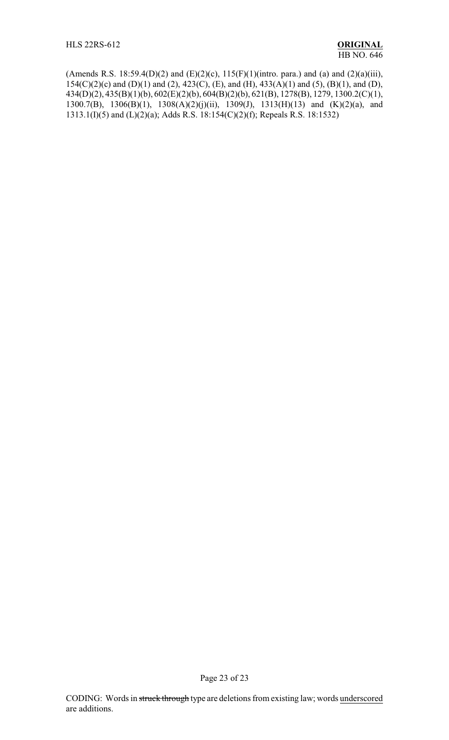(Amends R.S. 18:59.4(D)(2) and (E)(2)(c), 115(F)(1)(intro. para.) and (a) and (2)(a)(iii), 154(C)(2)(c) and (D)(1) and (2), 423(C), (E), and (H), 433(A)(1) and (5), (B)(1), and (D), 434(D)(2), 435(B)(1)(b), 602(E)(2)(b), 604(B)(2)(b), 621(B), 1278(B), 1279, 1300.2(C)(1), 1300.7(B), 1306(B)(1), 1308(A)(2)(j)(ii), 1309(J), 1313(H)(13) and (K)(2)(a), and 1313.1(I)(5) and (L)(2)(a); Adds R.S. 18:154(C)(2)(f); Repeals R.S. 18:1532)